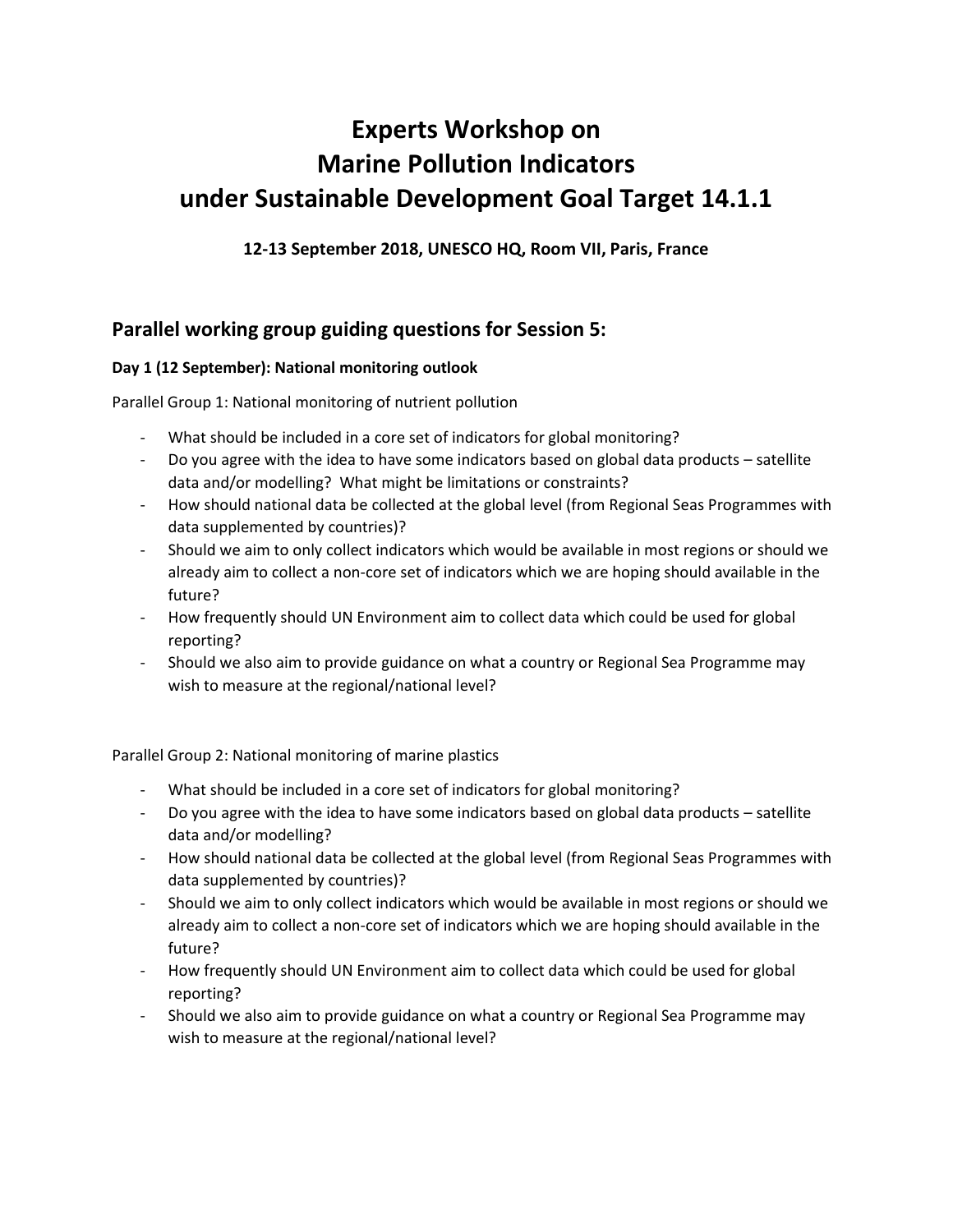# Experts Workshop on Marine Pollution Indicators under Sustainable Development Goal Target 14.1.1

**12-13 September 2018, UNESCO HQ, Room VII, Paris, France**

## Parallel working group guiding questions for Session 5:

**Day 1 (12 September): National monitoring outlook**

Parallel Group 1: National monitoring of nutrient pollution

- What should be included in a core set of indicators for global monitoring?
- Do you agree with the idea to have some indicators based on global data products – satellite data and/or modelling? What might be limitations or constraints?
- How should national data be collected at the global level (from Regional Seas Programmes with data supplemented by countries)?
- Should we aim to only collect indicators which would be available in most regions or should we already aim to collect a non-core set of indicators which we are hoping should available in the future?
- How frequently should UN Environment aim to collect data which could be used for global reporting?
- Should we also aim to provide guidance on what a country or Regional Sea Programme may wish to measure at the regional/national level?

Parallel Group 2: National monitoring of marine plastics

- What should be included in a core set of indicators for global monitoring?
- Do you agree with the idea to have some indicators based on global data products – satellite data and/or modelling?
- How should national data be collected at the global level (from Regional Seas Programmes with data supplemented by countries)?
- Should we aim to only collect indicators which would be available in most regions or should we already aim to collect a non-core set of indicators which we are hoping should available in the future?
- How frequently should UN Environment aim to collect data which could be used for global reporting?
- Should we also aim to provide guidance on what a country or Regional Sea Programme may wish to measure at the regional/national level?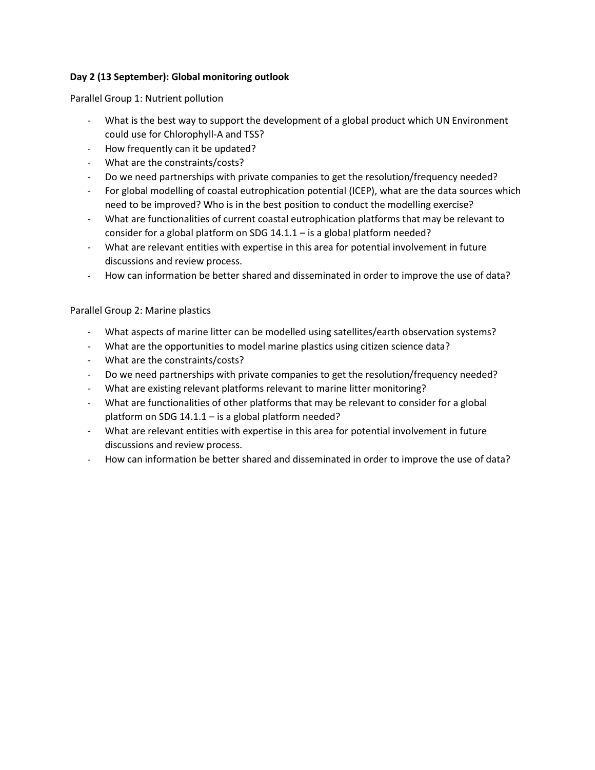**Day 2 (13 September): Global monitoring outlook**

Parallel Group 1: Nutrient pollution

- What is the best way to support the development of a global product which UN Environment could use for Chlorophyll-A and TSS?
- How frequently can it be updated?
- What are the constraints/costs?
- Do we need partnerships with private companies to get the resolution/frequency needed?
- For global modelling of coastal eutrophication potential (ICEP), what are the data sources which need to be improved? Who is in the best position to conduct the modelling exercise?
- What are functionalities of current coastal eutrophication platforms that may be relevant to consider for a global platform on SDG 14.1.1 – is a global platform needed?
- What are relevant entities with expertise in this area for potential involvement in future discussions and review process.
- How can information be better shared and disseminated in order to improve the use of data?

Parallel Group 2: Marine plastics

- What aspects of marine litter can be modelled using satellites/earth observation systems?
- What are the opportunities to model marine plastics using citizen science data?
- What are the constraints/costs?
- Do we need partnerships with private companies to get the resolution/frequency needed?
- What are existing relevant platforms relevant to marine litter monitoring?
- What are functionalities of other platforms that may be relevant to consider for a global platform on SDG 14.1.1 – is a global platform needed?
- What are relevant entities with expertise in this area for potential involvement in future discussions and review process.
- How can information be better shared and disseminated in order to improve the use of data?